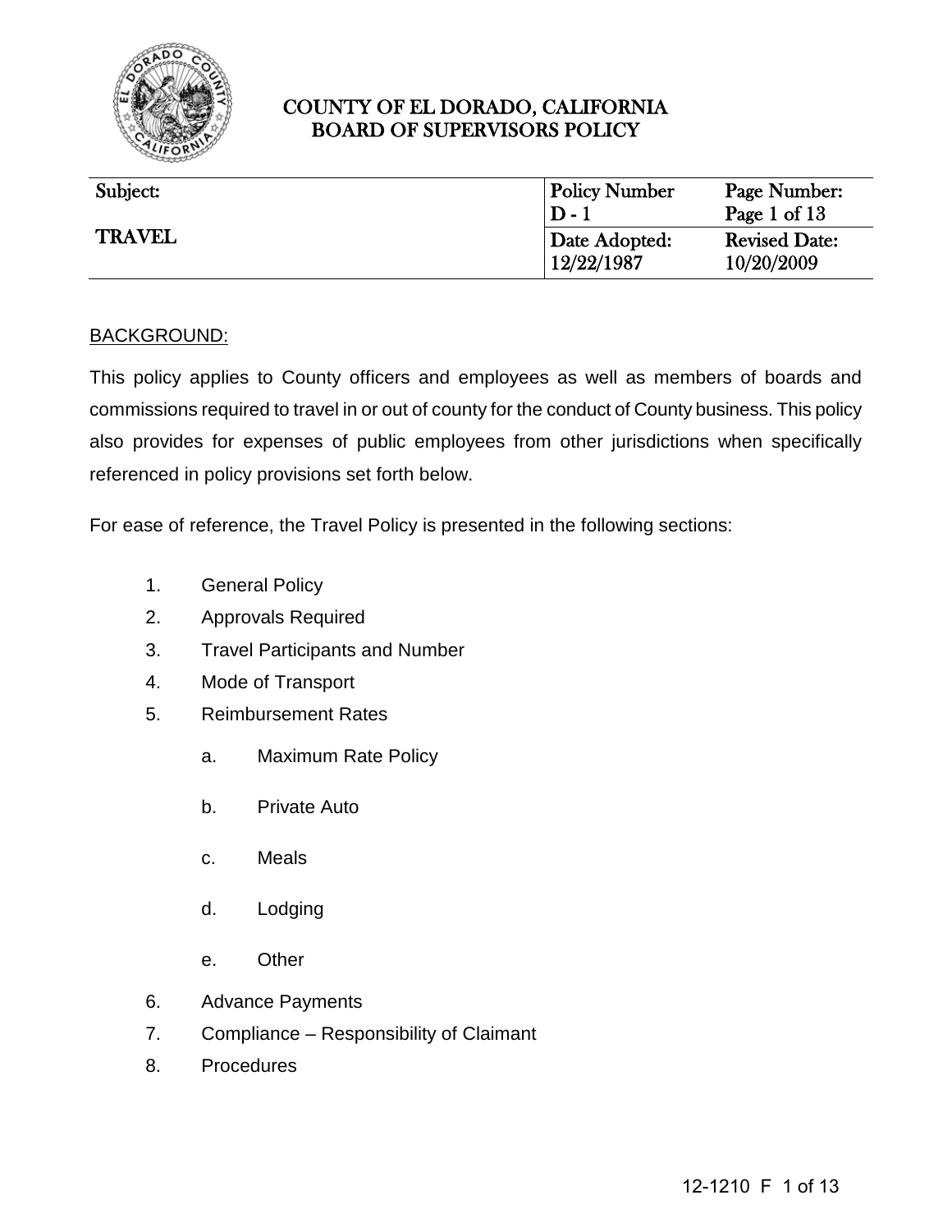# COUNTY OF EL DORADO, CALIFORNIA
## BOARD OF SUPERVISORS POLICY

| Subject: | Policy Number | Page Number: |
|---|---|---|
| | D - 1 | Page 1 of 13 |
| TRAVEL | Date Adopted: | Revised Date: |
| | 12/22/1987 | 10/20/2009 |

BACKGROUND:

This policy applies to County officers and employees as well as members of boards and commissions required to travel in or out of county for the conduct of County business. This policy also provides for expenses of public employees from other jurisdictions when specifically referenced in policy provisions set forth below.

For ease of reference, the Travel Policy is presented in the following sections:

1. General Policy
2. Approvals Required
3. Travel Participants and Number
4. Mode of Transport
5. Reimbursement Rates
   a. Maximum Rate Policy
   b. Private Auto
   c. Meals
   d. Lodging
   e. Other
6. Advance Payments
7. Compliance – Responsibility of Claimant
8. Procedures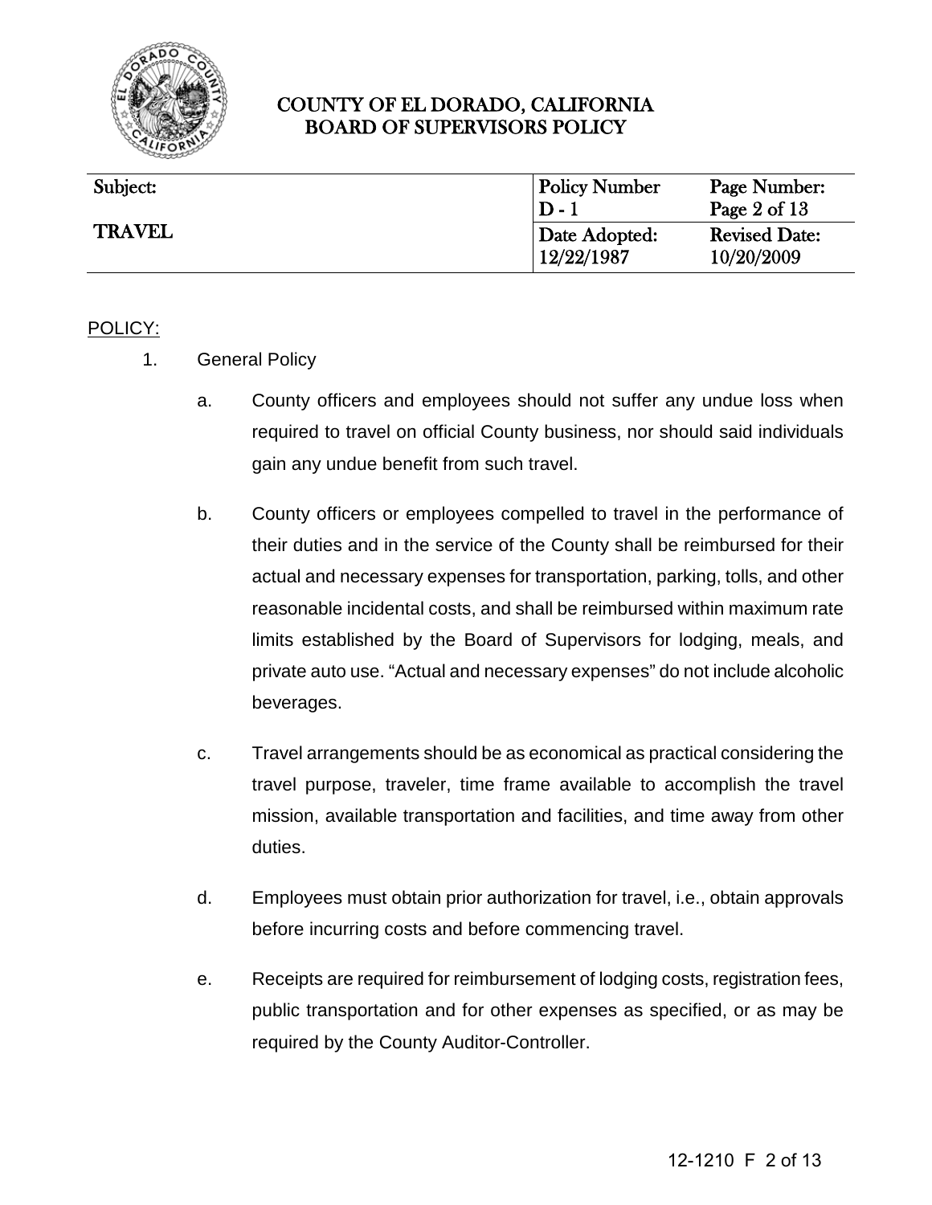POLICY:

1. General Policy

   a. County officers and employees should not suffer any undue loss when required to travel on official County business, nor should said individuals gain any undue benefit from such travel.

   b. County officers or employees compelled to travel in the performance of their duties and in the service of the County shall be reimbursed for their actual and necessary expenses for transportation, parking, tolls, and other reasonable incidental costs, and shall be reimbursed within maximum rate limits established by the Board of Supervisors for lodging, meals, and private auto use. "Actual and necessary expenses" do not include alcoholic beverages.

   c. Travel arrangements should be as economical as practical considering the travel purpose, traveler, time frame available to accomplish the travel mission, available transportation and facilities, and time away from other duties.

   d. Employees must obtain prior authorization for travel, i.e., obtain approvals before incurring costs and before commencing travel.

   e. Receipts are required for reimbursement of lodging costs, registration fees, public transportation and for other expenses as specified, or as may be required by the County Auditor-Controller.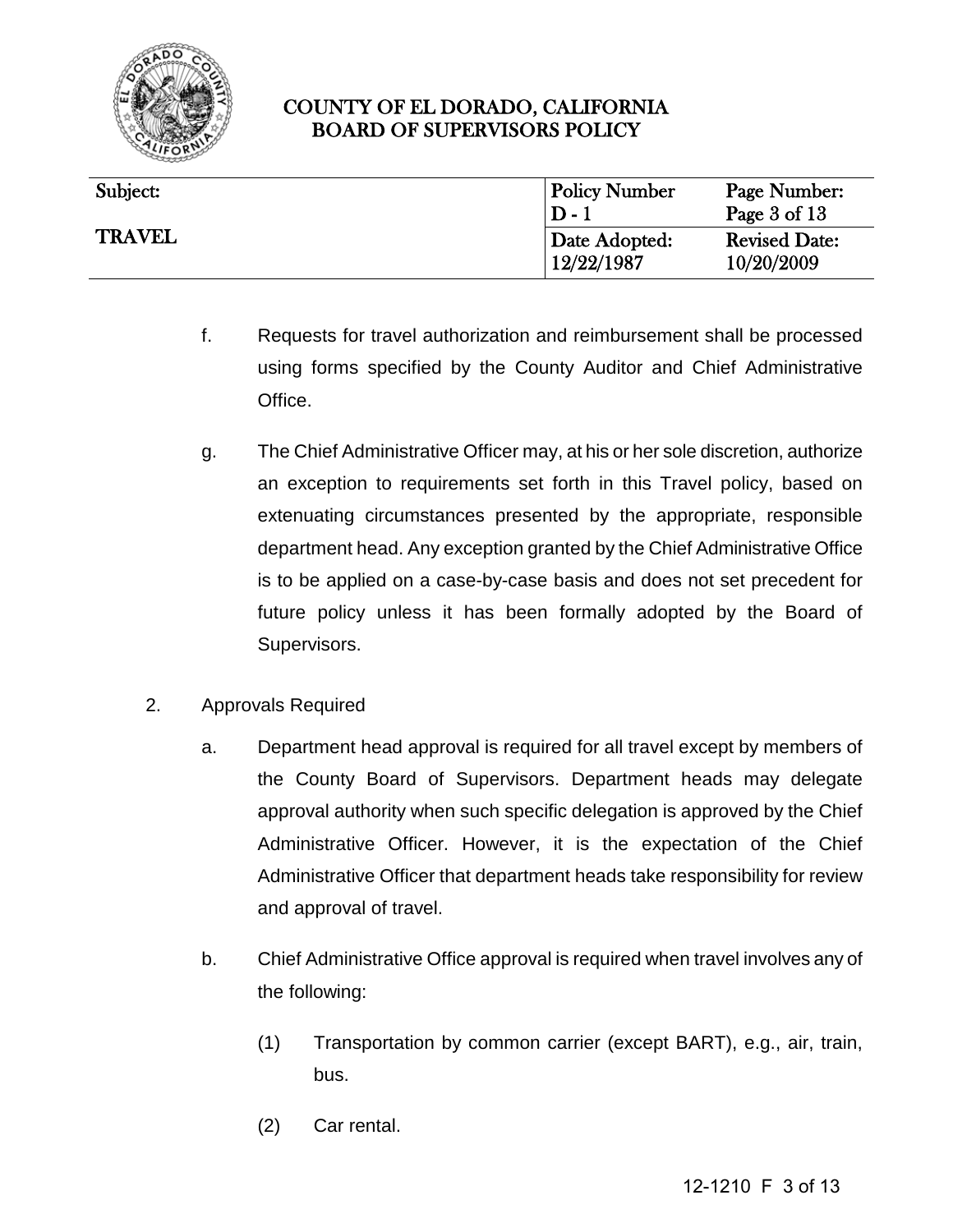f. Requests for travel authorization and reimbursement shall be processed using forms specified by the County Auditor and Chief Administrative Office.

g. The Chief Administrative Officer may, at his or her sole discretion, authorize an exception to requirements set forth in this Travel policy, based on extenuating circumstances presented by the appropriate, responsible department head. Any exception granted by the Chief Administrative Office is to be applied on a case-by-case basis and does not set precedent for future policy unless it has been formally adopted by the Board of Supervisors.

2. Approvals Required

   a. Department head approval is required for all travel except by members of the County Board of Supervisors. Department heads may delegate approval authority when such specific delegation is approved by the Chief Administrative Officer. However, it is the expectation of the Chief Administrative Officer that department heads take responsibility for review and approval of travel.

   b. Chief Administrative Office approval is required when travel involves any of the following:

      (1) Transportation by common carrier (except BART), e.g., air, train, bus.

      (2) Car rental.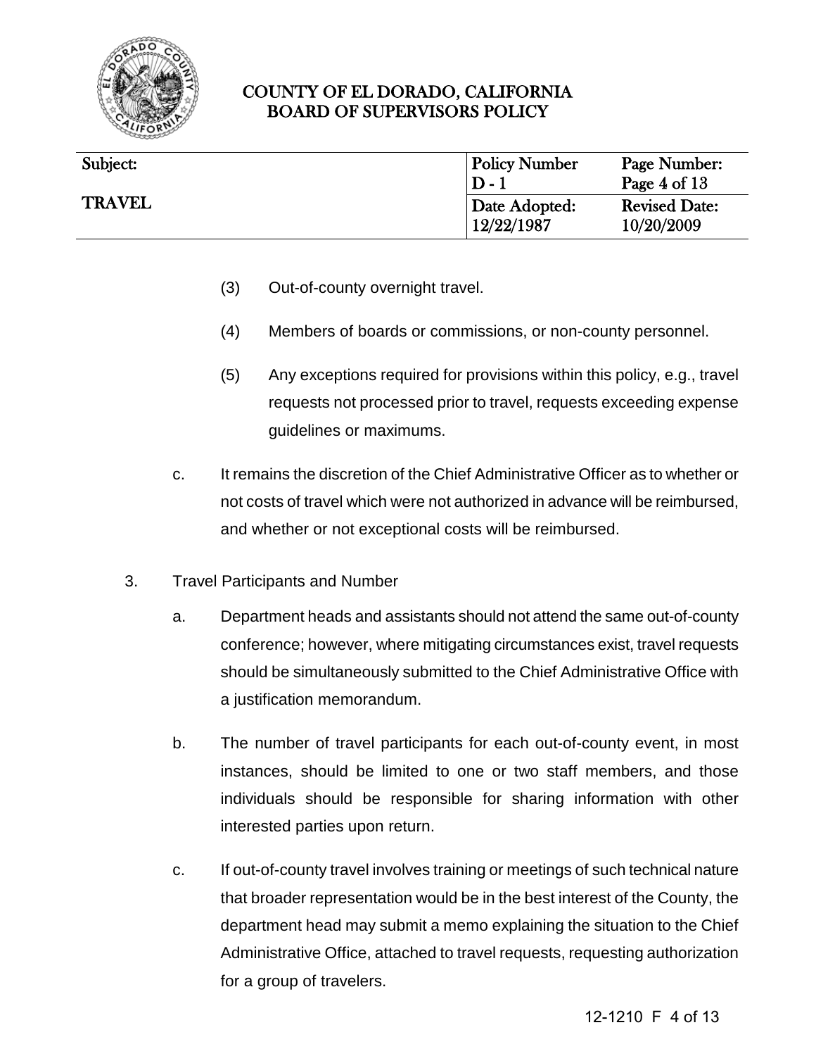(3) Out-of-county overnight travel.

(4) Members of boards or commissions, or non-county personnel.

(5) Any exceptions required for provisions within this policy, e.g., travel requests not processed prior to travel, requests exceeding expense guidelines or maximums.

c. It remains the discretion of the Chief Administrative Officer as to whether or not costs of travel which were not authorized in advance will be reimbursed, and whether or not exceptional costs will be reimbursed.

3. Travel Participants and Number

a. Department heads and assistants should not attend the same out-of-county conference; however, where mitigating circumstances exist, travel requests should be simultaneously submitted to the Chief Administrative Office with a justification memorandum.

b. The number of travel participants for each out-of-county event, in most instances, should be limited to one or two staff members, and those individuals should be responsible for sharing information with other interested parties upon return.

c. If out-of-county travel involves training or meetings of such technical nature that broader representation would be in the best interest of the County, the department head may submit a memo explaining the situation to the Chief Administrative Office, attached to travel requests, requesting authorization for a group of travelers.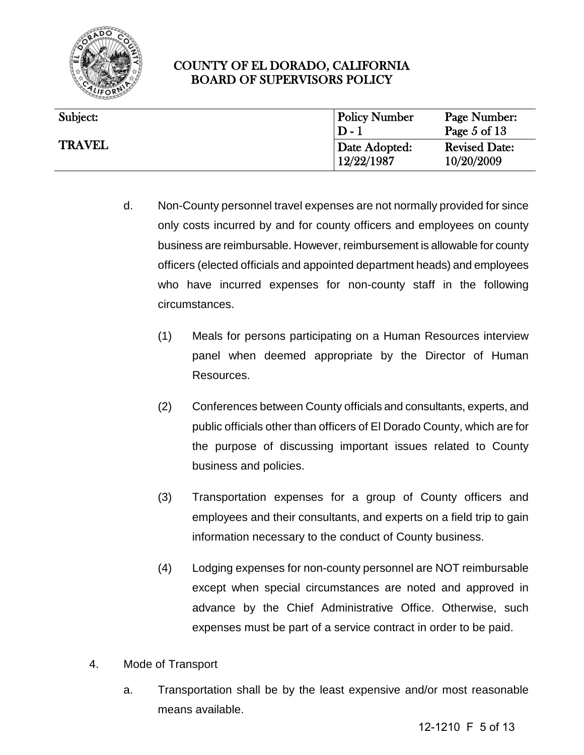d. Non-County personnel travel expenses are not normally provided for since only costs incurred by and for county officers and employees on county business are reimbursable. However, reimbursement is allowable for county officers (elected officials and appointed department heads) and employees who have incurred expenses for non-county staff in the following circumstances.

   (1) Meals for persons participating on a Human Resources interview panel when deemed appropriate by the Director of Human Resources.

   (2) Conferences between County officials and consultants, experts, and public officials other than officers of El Dorado County, which are for the purpose of discussing important issues related to County business and policies.

   (3) Transportation expenses for a group of County officers and employees and their consultants, and experts on a field trip to gain information necessary to the conduct of County business.

   (4) Lodging expenses for non-county personnel are NOT reimbursable except when special circumstances are noted and approved in advance by the Chief Administrative Office. Otherwise, such expenses must be part of a service contract in order to be paid.

4. Mode of Transport

   a. Transportation shall be by the least expensive and/or most reasonable means available.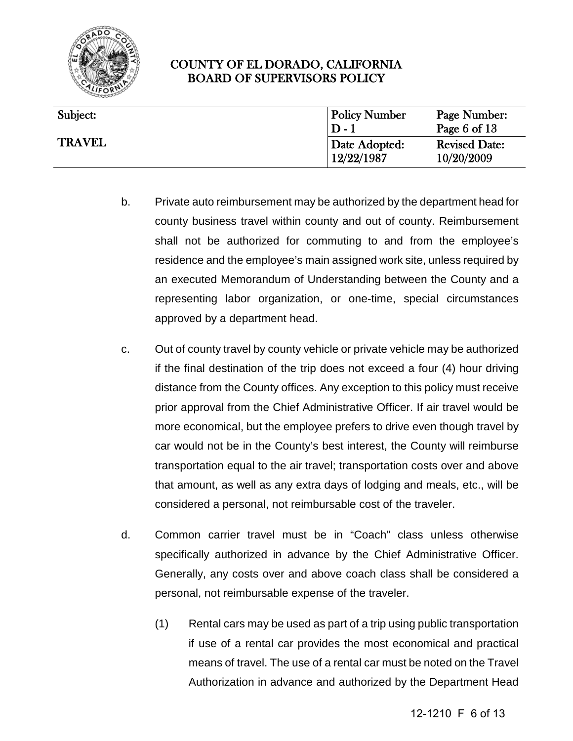b. Private auto reimbursement may be authorized by the department head for county business travel within county and out of county. Reimbursement shall not be authorized for commuting to and from the employee's residence and the employee's main assigned work site, unless required by an executed Memorandum of Understanding between the County and a representing labor organization, or one-time, special circumstances approved by a department head.

c. Out of county travel by county vehicle or private vehicle may be authorized if the final destination of the trip does not exceed a four (4) hour driving distance from the County offices. Any exception to this policy must receive prior approval from the Chief Administrative Officer. If air travel would be more economical, but the employee prefers to drive even though travel by car would not be in the County's best interest, the County will reimburse transportation equal to the air travel; transportation costs over and above that amount, as well as any extra days of lodging and meals, etc., will be considered a personal, not reimbursable cost of the traveler.

d. Common carrier travel must be in "Coach" class unless otherwise specifically authorized in advance by the Chief Administrative Officer. Generally, any costs over and above coach class shall be considered a personal, not reimbursable expense of the traveler.

    (1) Rental cars may be used as part of a trip using public transportation if use of a rental car provides the most economical and practical means of travel. The use of a rental car must be noted on the Travel Authorization in advance and authorized by the Department Head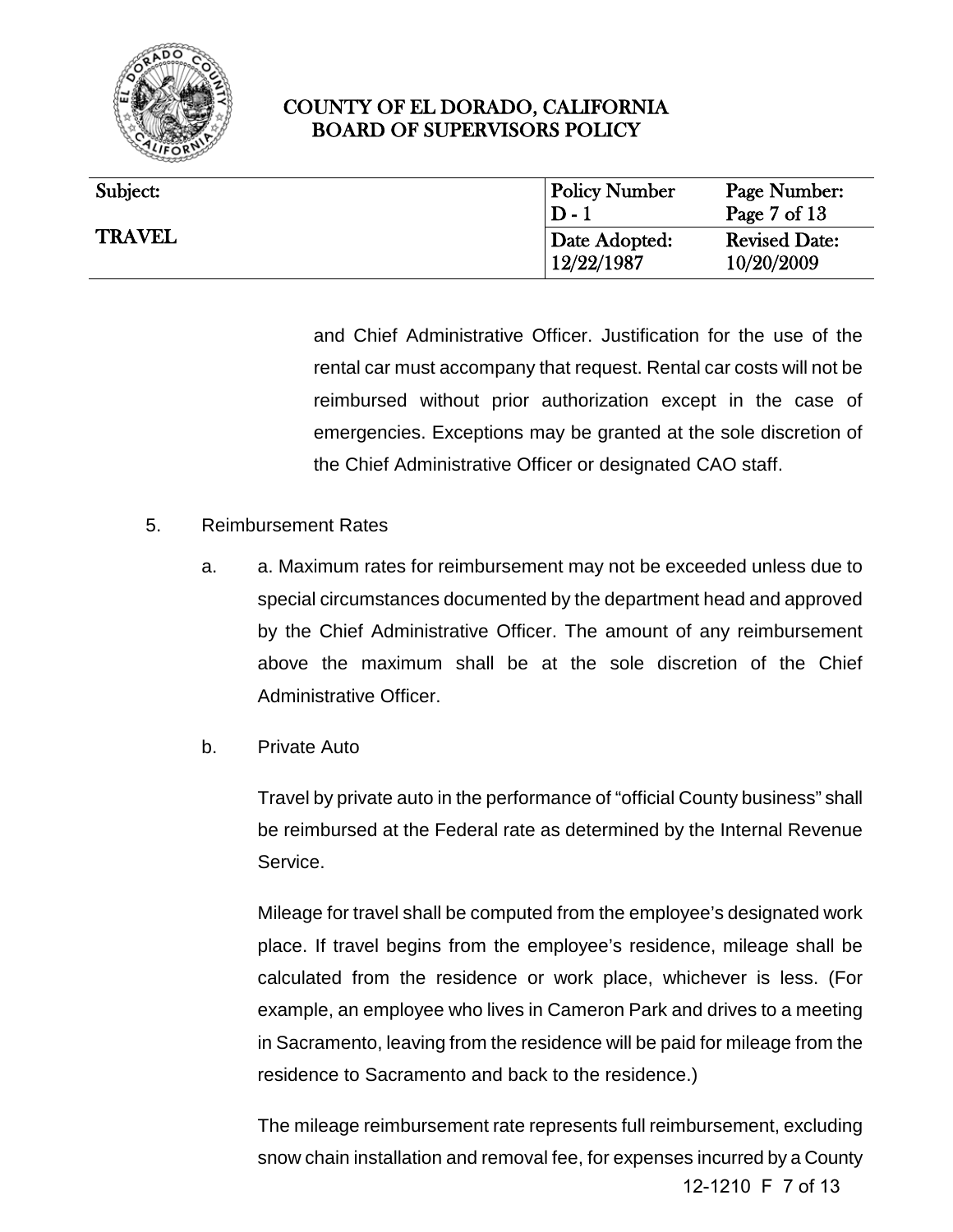and Chief Administrative Officer. Justification for the use of the rental car must accompany that request. Rental car costs will not be reimbursed without prior authorization except in the case of emergencies. Exceptions may be granted at the sole discretion of the Chief Administrative Officer or designated CAO staff.

5. Reimbursement Rates

   a. a. Maximum rates for reimbursement may not be exceeded unless due to special circumstances documented by the department head and approved by the Chief Administrative Officer. The amount of any reimbursement above the maximum shall be at the sole discretion of the Chief Administrative Officer.

   b. Private Auto

      Travel by private auto in the performance of "official County business" shall be reimbursed at the Federal rate as determined by the Internal Revenue Service.

      Mileage for travel shall be computed from the employee's designated work place. If travel begins from the employee's residence, mileage shall be calculated from the residence or work place, whichever is less. (For example, an employee who lives in Cameron Park and drives to a meeting in Sacramento, leaving from the residence will be paid for mileage from the residence to Sacramento and back to the residence.)

      The mileage reimbursement rate represents full reimbursement, excluding snow chain installation and removal fee, for expenses incurred by a County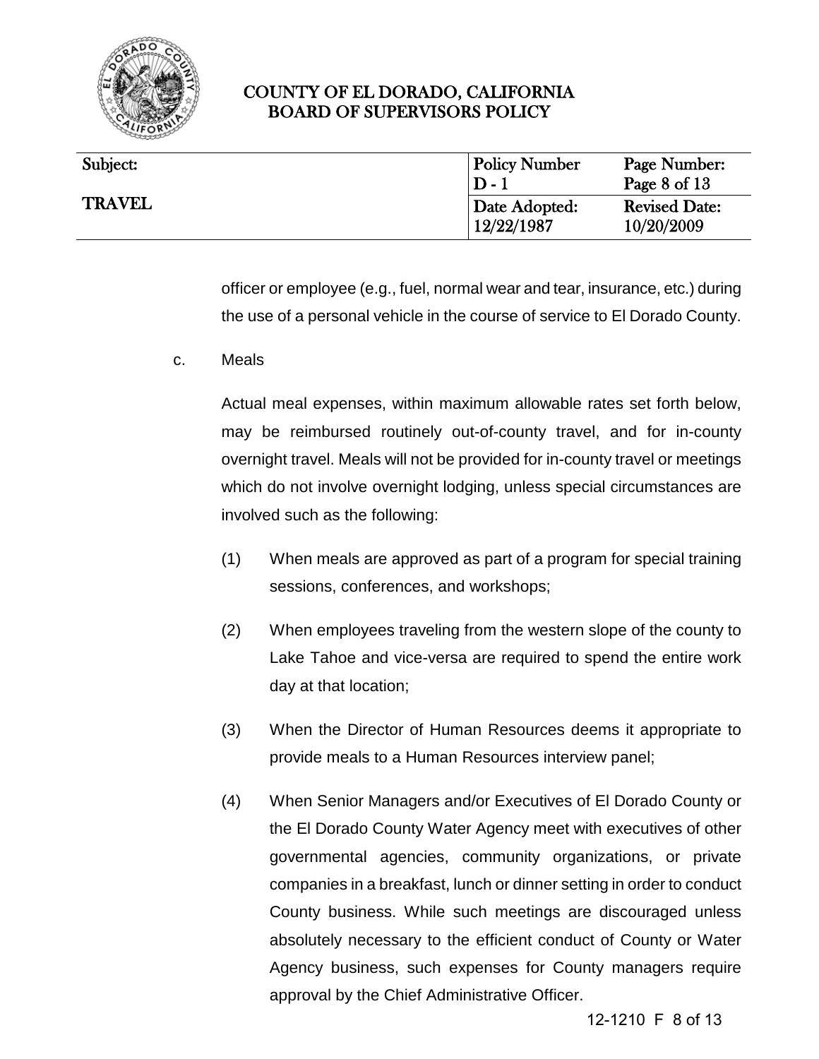officer or employee (e.g., fuel, normal wear and tear, insurance, etc.) during the use of a personal vehicle in the course of service to El Dorado County.

c. Meals

Actual meal expenses, within maximum allowable rates set forth below, may be reimbursed routinely out-of-county travel, and for in-county overnight travel. Meals will not be provided for in-county travel or meetings which do not involve overnight lodging, unless special circumstances are involved such as the following:

(1) When meals are approved as part of a program for special training sessions, conferences, and workshops;

(2) When employees traveling from the western slope of the county to Lake Tahoe and vice-versa are required to spend the entire work day at that location;

(3) When the Director of Human Resources deems it appropriate to provide meals to a Human Resources interview panel;

(4) When Senior Managers and/or Executives of El Dorado County or the El Dorado County Water Agency meet with executives of other governmental agencies, community organizations, or private companies in a breakfast, lunch or dinner setting in order to conduct County business. While such meetings are discouraged unless absolutely necessary to the efficient conduct of County or Water Agency business, such expenses for County managers require approval by the Chief Administrative Officer.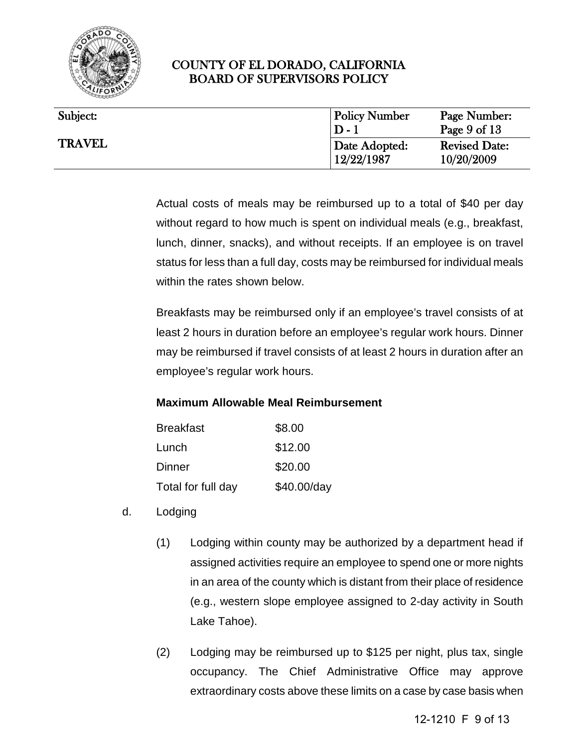Actual costs of meals may be reimbursed up to a total of $40 per day without regard to how much is spent on individual meals (e.g., breakfast, lunch, dinner, snacks), and without receipts. If an employee is on travel status for less than a full day, costs may be reimbursed for individual meals within the rates shown below.

Breakfasts may be reimbursed only if an employee's travel consists of at least 2 hours in duration before an employee's regular work hours. Dinner may be reimbursed if travel consists of at least 2 hours in duration after an employee's regular work hours.

**Maximum Allowable Meal Reimbursement**

| | |
|---|---|
| Breakfast | $8.00 |
| Lunch | $12.00 |
| Dinner | $20.00 |
| Total for full day | $40.00/day |

d. Lodging

(1) Lodging within county may be authorized by a department head if assigned activities require an employee to spend one or more nights in an area of the county which is distant from their place of residence (e.g., western slope employee assigned to 2-day activity in South Lake Tahoe).

(2) Lodging may be reimbursed up to $125 per night, plus tax, single occupancy. The Chief Administrative Office may approve extraordinary costs above these limits on a case by case basis when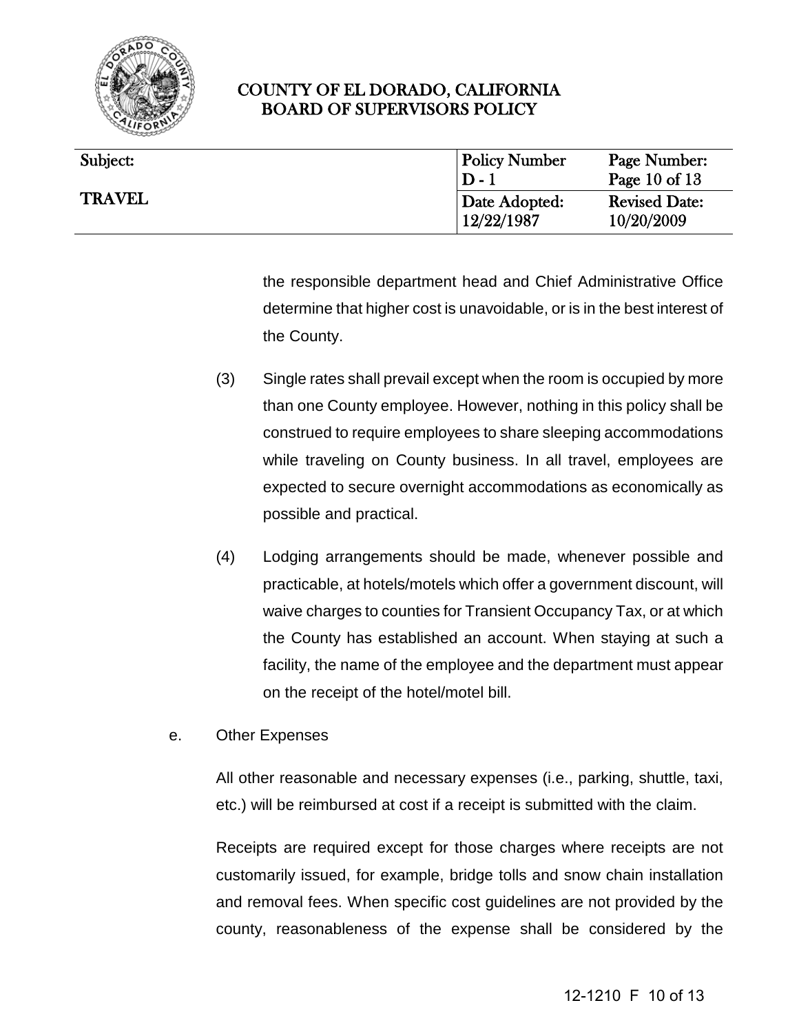the responsible department head and Chief Administrative Office determine that higher cost is unavoidable, or is in the best interest of the County.

(3) Single rates shall prevail except when the room is occupied by more than one County employee. However, nothing in this policy shall be construed to require employees to share sleeping accommodations while traveling on County business. In all travel, employees are expected to secure overnight accommodations as economically as possible and practical.

(4) Lodging arrangements should be made, whenever possible and practicable, at hotels/motels which offer a government discount, will waive charges to counties for Transient Occupancy Tax, or at which the County has established an account. When staying at such a facility, the name of the employee and the department must appear on the receipt of the hotel/motel bill.

e. Other Expenses

All other reasonable and necessary expenses (i.e., parking, shuttle, taxi, etc.) will be reimbursed at cost if a receipt is submitted with the claim.

Receipts are required except for those charges where receipts are not customarily issued, for example, bridge tolls and snow chain installation and removal fees. When specific cost guidelines are not provided by the county, reasonableness of the expense shall be considered by the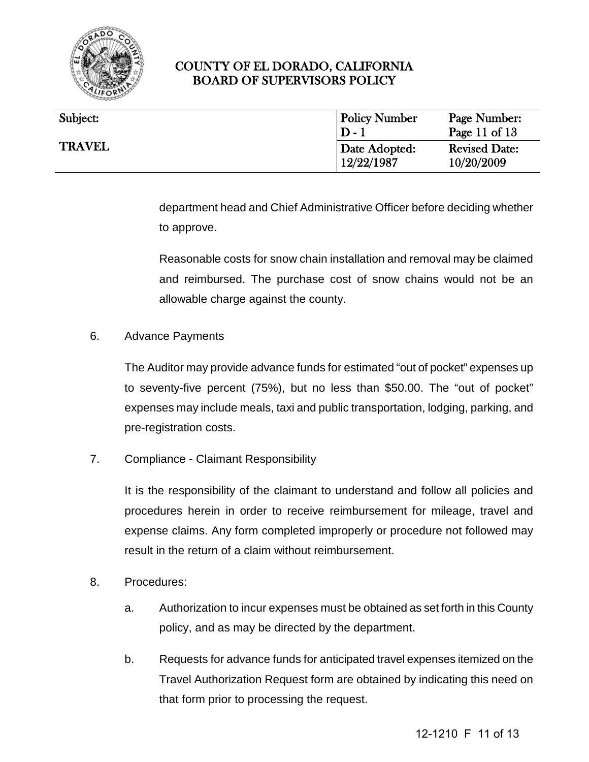department head and Chief Administrative Officer before deciding whether to approve.

Reasonable costs for snow chain installation and removal may be claimed and reimbursed. The purchase cost of snow chains would not be an allowable charge against the county.

6. Advance Payments

The Auditor may provide advance funds for estimated "out of pocket" expenses up to seventy-five percent (75%), but no less than $50.00. The "out of pocket" expenses may include meals, taxi and public transportation, lodging, parking, and pre-registration costs.

7. Compliance - Claimant Responsibility

It is the responsibility of the claimant to understand and follow all policies and procedures herein in order to receive reimbursement for mileage, travel and expense claims. Any form completed improperly or procedure not followed may result in the return of a claim without reimbursement.

8. Procedures:

   a. Authorization to incur expenses must be obtained as set forth in this County policy, and as may be directed by the department.

   b. Requests for advance funds for anticipated travel expenses itemized on the Travel Authorization Request form are obtained by indicating this need on that form prior to processing the request.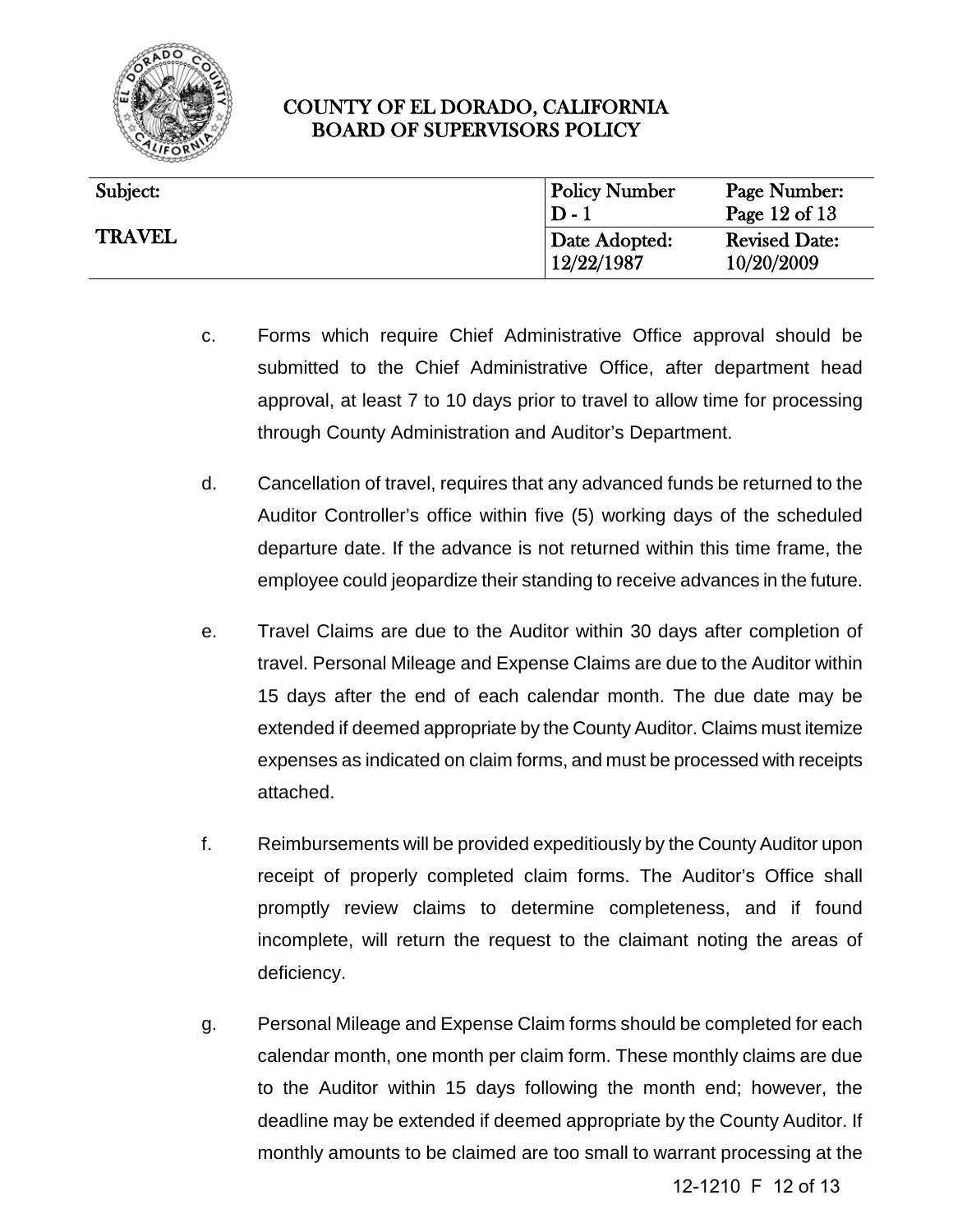c. Forms which require Chief Administrative Office approval should be submitted to the Chief Administrative Office, after department head approval, at least 7 to 10 days prior to travel to allow time for processing through County Administration and Auditor's Department.

d. Cancellation of travel, requires that any advanced funds be returned to the Auditor Controller's office within five (5) working days of the scheduled departure date. If the advance is not returned within this time frame, the employee could jeopardize their standing to receive advances in the future.

e. Travel Claims are due to the Auditor within 30 days after completion of travel. Personal Mileage and Expense Claims are due to the Auditor within 15 days after the end of each calendar month. The due date may be extended if deemed appropriate by the County Auditor. Claims must itemize expenses as indicated on claim forms, and must be processed with receipts attached.

f. Reimbursements will be provided expeditiously by the County Auditor upon receipt of properly completed claim forms. The Auditor's Office shall promptly review claims to determine completeness, and if found incomplete, will return the request to the claimant noting the areas of deficiency.

g. Personal Mileage and Expense Claim forms should be completed for each calendar month, one month per claim form. These monthly claims are due to the Auditor within 15 days following the month end; however, the deadline may be extended if deemed appropriate by the County Auditor. If monthly amounts to be claimed are too small to warrant processing at the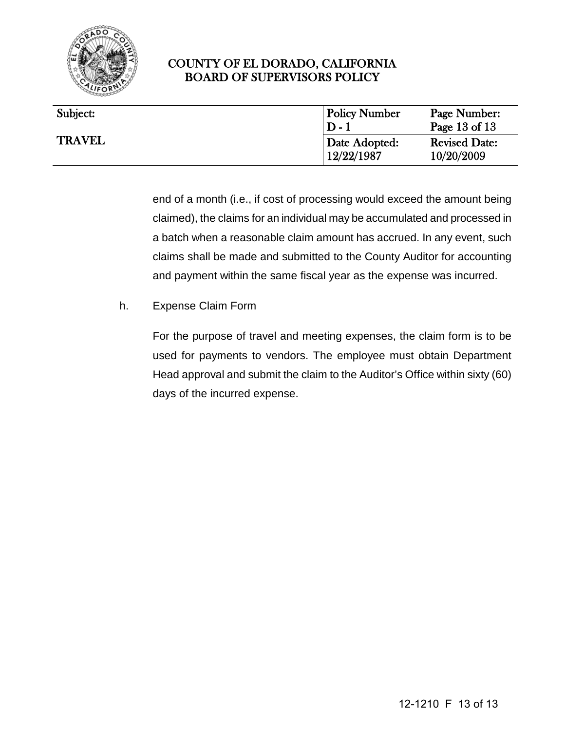end of a month (i.e., if cost of processing would exceed the amount being claimed), the claims for an individual may be accumulated and processed in a batch when a reasonable claim amount has accrued. In any event, such claims shall be made and submitted to the County Auditor for accounting and payment within the same fiscal year as the expense was incurred.

h. Expense Claim Form

For the purpose of travel and meeting expenses, the claim form is to be used for payments to vendors. The employee must obtain Department Head approval and submit the claim to the Auditor's Office within sixty (60) days of the incurred expense.